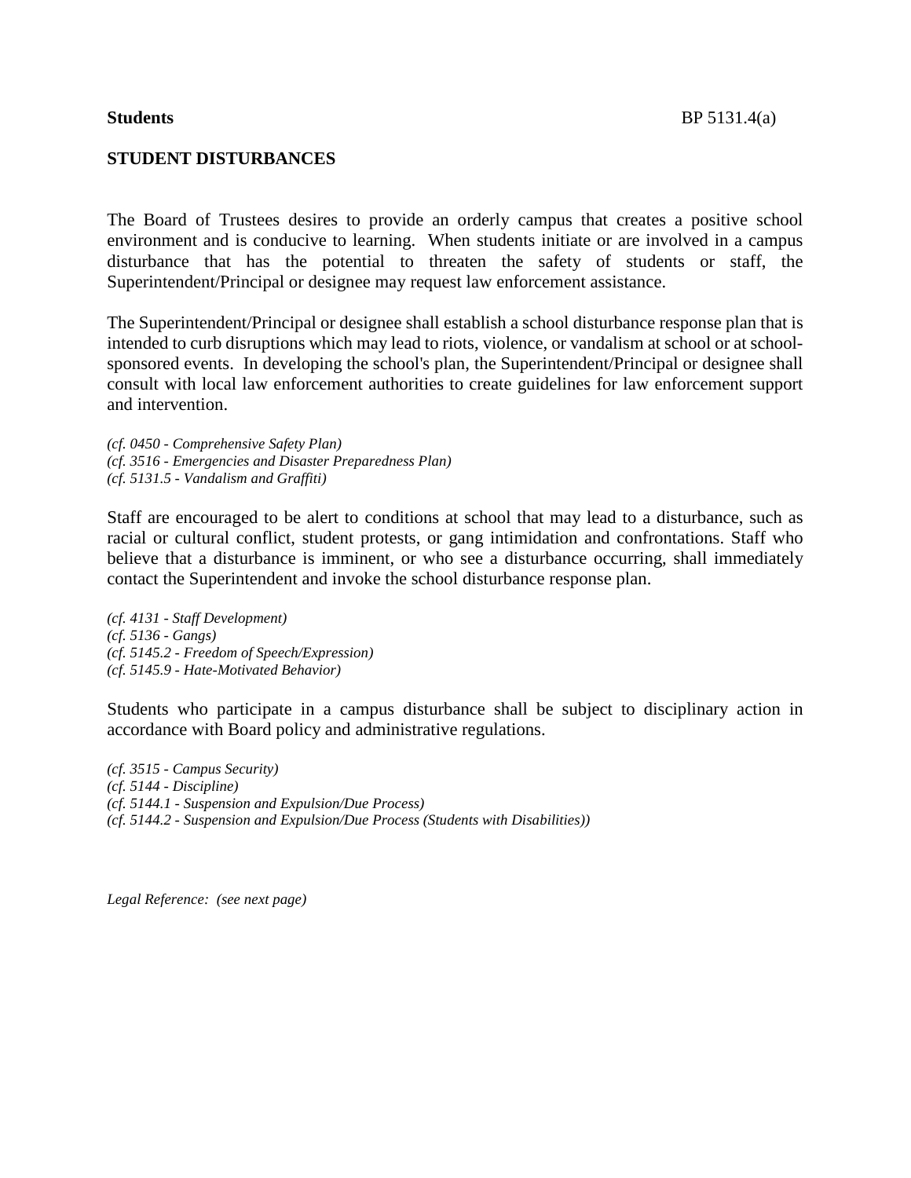**Students** BP 5131.4(a)

## STUDENT DISTURBANCES

The Board of Trustees desires to provide an orderly campus that creates a positive school environment and is conducive to learning. When students initiate or are involved in a campus disturbance that has the potential to threaten the safety of students or staff, the Superintendent/Principal or designee may request law enforcement assistance.

The Superintendent/Principal or designee shall establish a school disturbance response plan that is intended to curb disruptions which may lead to riots, violence, or vandalism at school or at school-sponsored events. In developing the school's plan, the Superintendent/Principal or designee shall consult with local law enforcement authorities to create guidelines for law enforcement support and intervention.

*(cf. 0450 - Comprehensive Safety Plan)*
*(cf. 3516 - Emergencies and Disaster Preparedness Plan)*
*(cf. 5131.5 - Vandalism and Graffiti)*

Staff are encouraged to be alert to conditions at school that may lead to a disturbance, such as racial or cultural conflict, student protests, or gang intimidation and confrontations. Staff who believe that a disturbance is imminent, or who see a disturbance occurring, shall immediately contact the Superintendent and invoke the school disturbance response plan.

*(cf. 4131 - Staff Development)*
*(cf. 5136 - Gangs)*
*(cf. 5145.2 - Freedom of Speech/Expression)*
*(cf. 5145.9 - Hate-Motivated Behavior)*

Students who participate in a campus disturbance shall be subject to disciplinary action in accordance with Board policy and administrative regulations.

*(cf. 3515 - Campus Security)*
*(cf. 5144 - Discipline)*
*(cf. 5144.1 - Suspension and Expulsion/Due Process)*
*(cf. 5144.2 - Suspension and Expulsion/Due Process (Students with Disabilities))*

*Legal Reference: (see next page)*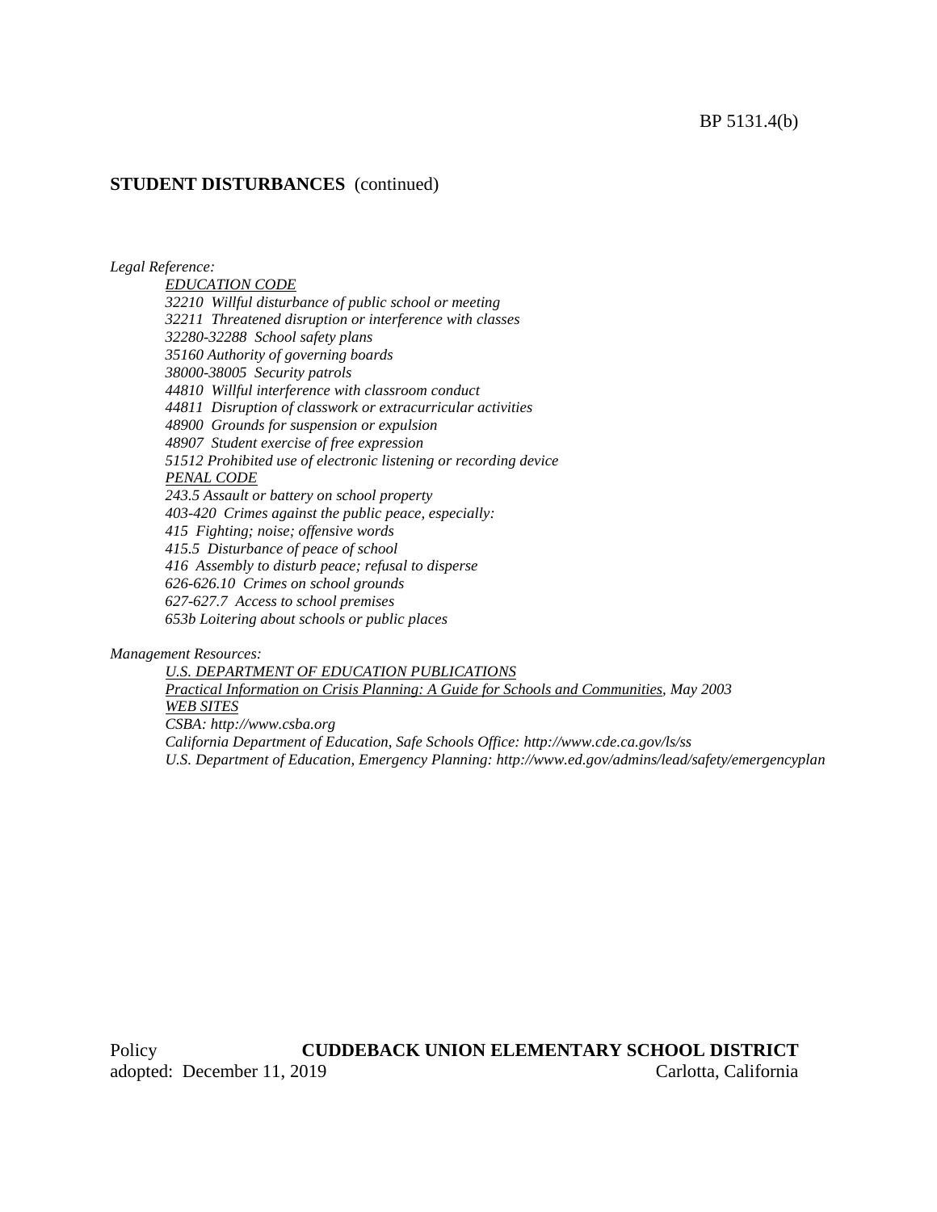**STUDENT DISTURBANCES** (continued)

*Legal Reference:*

*EDUCATION CODE*
*32210 Willful disturbance of public school or meeting*
*32211 Threatened disruption or interference with classes*
*32280-32288 School safety plans*
*35160 Authority of governing boards*
*38000-38005 Security patrols*
*44810 Willful interference with classroom conduct*
*44811 Disruption of classwork or extracurricular activities*
*48900 Grounds for suspension or expulsion*
*48907 Student exercise of free expression*
*51512 Prohibited use of electronic listening or recording device*
*PENAL CODE*
*243.5 Assault or battery on school property*
*403-420 Crimes against the public peace, especially:*
*415 Fighting; noise; offensive words*
*415.5 Disturbance of peace of school*
*416 Assembly to disturb peace; refusal to disperse*
*626-626.10 Crimes on school grounds*
*627-627.7 Access to school premises*
*653b Loitering about schools or public places*

*Management Resources:*

*U.S. DEPARTMENT OF EDUCATION PUBLICATIONS*
*Practical Information on Crisis Planning: A Guide for Schools and Communities, May 2003*
*WEB SITES*
*CSBA: http://www.csba.org*
*California Department of Education, Safe Schools Office: http://www.cde.ca.gov/ls/ss*
*U.S. Department of Education, Emergency Planning: http://www.ed.gov/admins/lead/safety/emergencyplan*

Policy adopted: December 11, 2019

**CUDDEBACK UNION ELEMENTARY SCHOOL DISTRICT**
Carlotta, California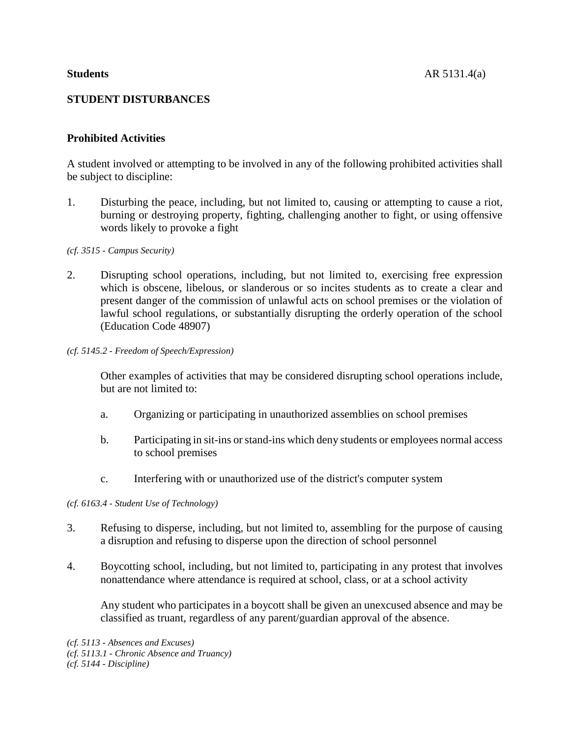**Students** AR 5131.4(a)

## STUDENT DISTURBANCES

### Prohibited Activities

A student involved or attempting to be involved in any of the following prohibited activities shall be subject to discipline:

1. Disturbing the peace, including, but not limited to, causing or attempting to cause a riot, burning or destroying property, fighting, challenging another to fight, or using offensive words likely to provoke a fight

*(cf. 3515 - Campus Security)*

2. Disrupting school operations, including, but not limited to, exercising free expression which is obscene, libelous, or slanderous or so incites students as to create a clear and present danger of the commission of unlawful acts on school premises or the violation of lawful school regulations, or substantially disrupting the orderly operation of the school (Education Code 48907)

*(cf. 5145.2 - Freedom of Speech/Expression)*

   Other examples of activities that may be considered disrupting school operations include, but are not limited to:

   a. Organizing or participating in unauthorized assemblies on school premises

   b. Participating in sit-ins or stand-ins which deny students or employees normal access to school premises

   c. Interfering with or unauthorized use of the district's computer system

*(cf. 6163.4 - Student Use of Technology)*

3. Refusing to disperse, including, but not limited to, assembling for the purpose of causing a disruption and refusing to disperse upon the direction of school personnel

4. Boycotting school, including, but not limited to, participating in any protest that involves nonattendance where attendance is required at school, class, or at a school activity

   Any student who participates in a boycott shall be given an unexcused absence and may be classified as truant, regardless of any parent/guardian approval of the absence.

*(cf. 5113 - Absences and Excuses)*
*(cf. 5113.1 - Chronic Absence and Truancy)*
*(cf. 5144 - Discipline)*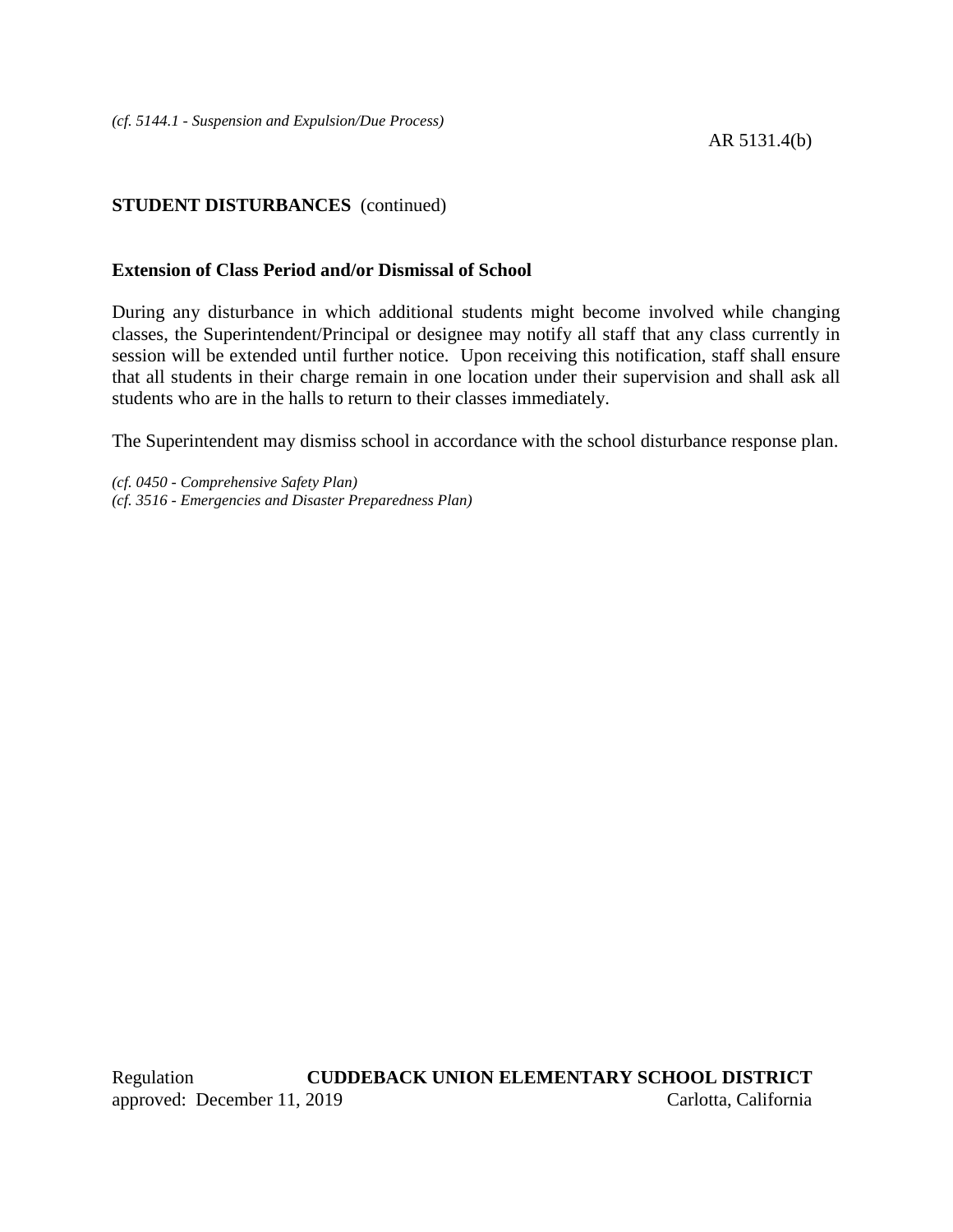*(cf. 5144.1 - Suspension and Expulsion/Due Process)*

**STUDENT DISTURBANCES** (continued)

**Extension of Class Period and/or Dismissal of School**

During any disturbance in which additional students might become involved while changing classes, the Superintendent/Principal or designee may notify all staff that any class currently in session will be extended until further notice. Upon receiving this notification, staff shall ensure that all students in their charge remain in one location under their supervision and shall ask all students who are in the halls to return to their classes immediately.

The Superintendent may dismiss school in accordance with the school disturbance response plan.

*(cf. 0450 - Comprehensive Safety Plan)*
*(cf. 3516 - Emergencies and Disaster Preparedness Plan)*

Regulation **CUDDEBACK UNION ELEMENTARY SCHOOL DISTRICT**
approved: December 11, 2019 Carlotta, California